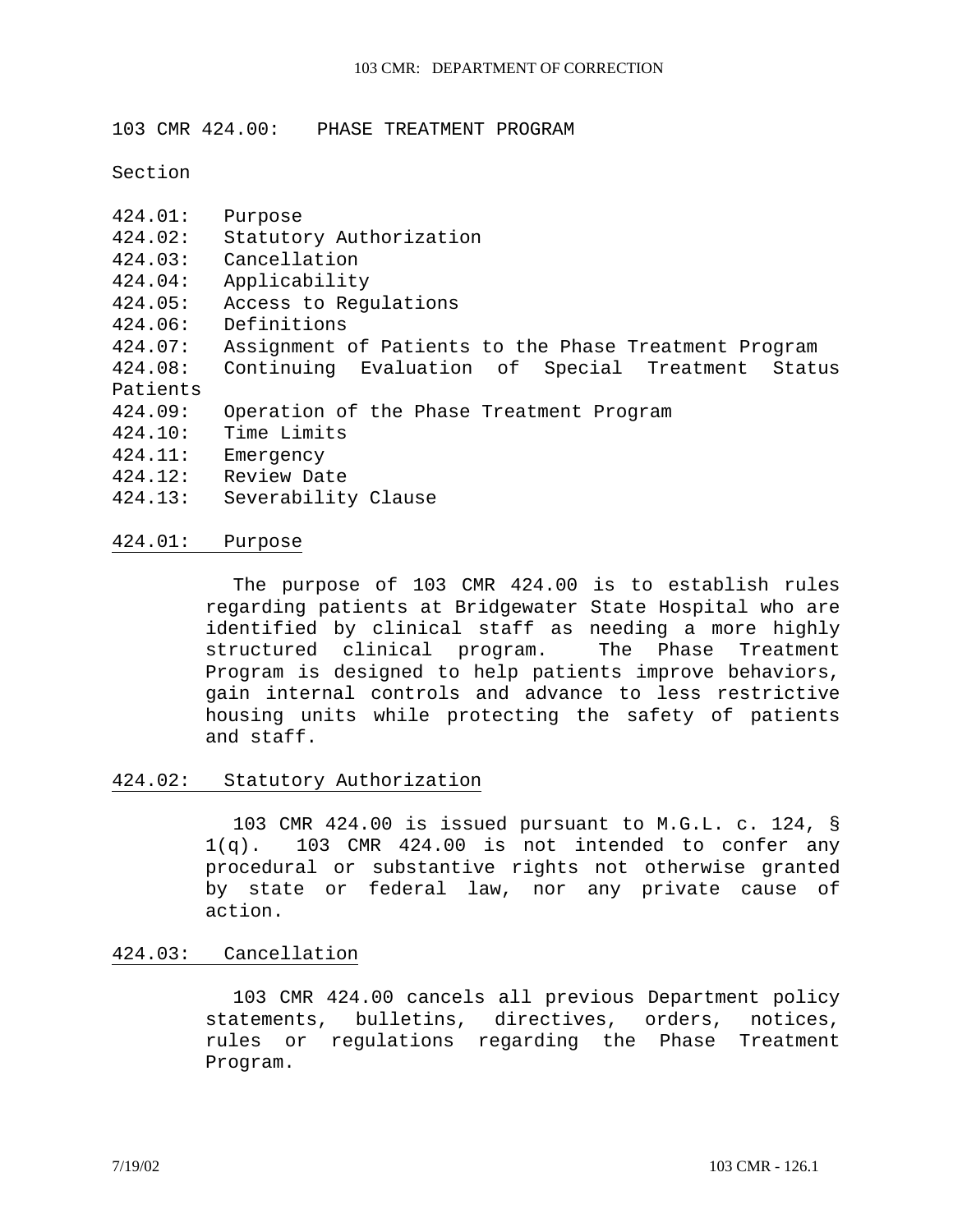# 103 CMR 424.00: PHASE TREATMENT PROGRAM

Section

424.01: Purpose
424.02: Statutory Authorization
424.03: Cancellation
424.04: Applicability
424.05: Access to Regulations
424.06: Definitions
424.07: Assignment of Patients to the Phase Treatment Program
424.08: Continuing Evaluation of Special Treatment Status Patients
424.09: Operation of the Phase Treatment Program
424.10: Time Limits
424.11: Emergency
424.12: Review Date
424.13: Severability Clause

## 424.01: Purpose

The purpose of 103 CMR 424.00 is to establish rules regarding patients at Bridgewater State Hospital who are identified by clinical staff as needing a more highly structured clinical program. The Phase Treatment Program is designed to help patients improve behaviors, gain internal controls and advance to less restrictive housing units while protecting the safety of patients and staff.

## 424.02: Statutory Authorization

103 CMR 424.00 is issued pursuant to M.G.L. c. 124, § 1(q). 103 CMR 424.00 is not intended to confer any procedural or substantive rights not otherwise granted by state or federal law, nor any private cause of action.

## 424.03: Cancellation

103 CMR 424.00 cancels all previous Department policy statements, bulletins, directives, orders, notices, rules or regulations regarding the Phase Treatment Program.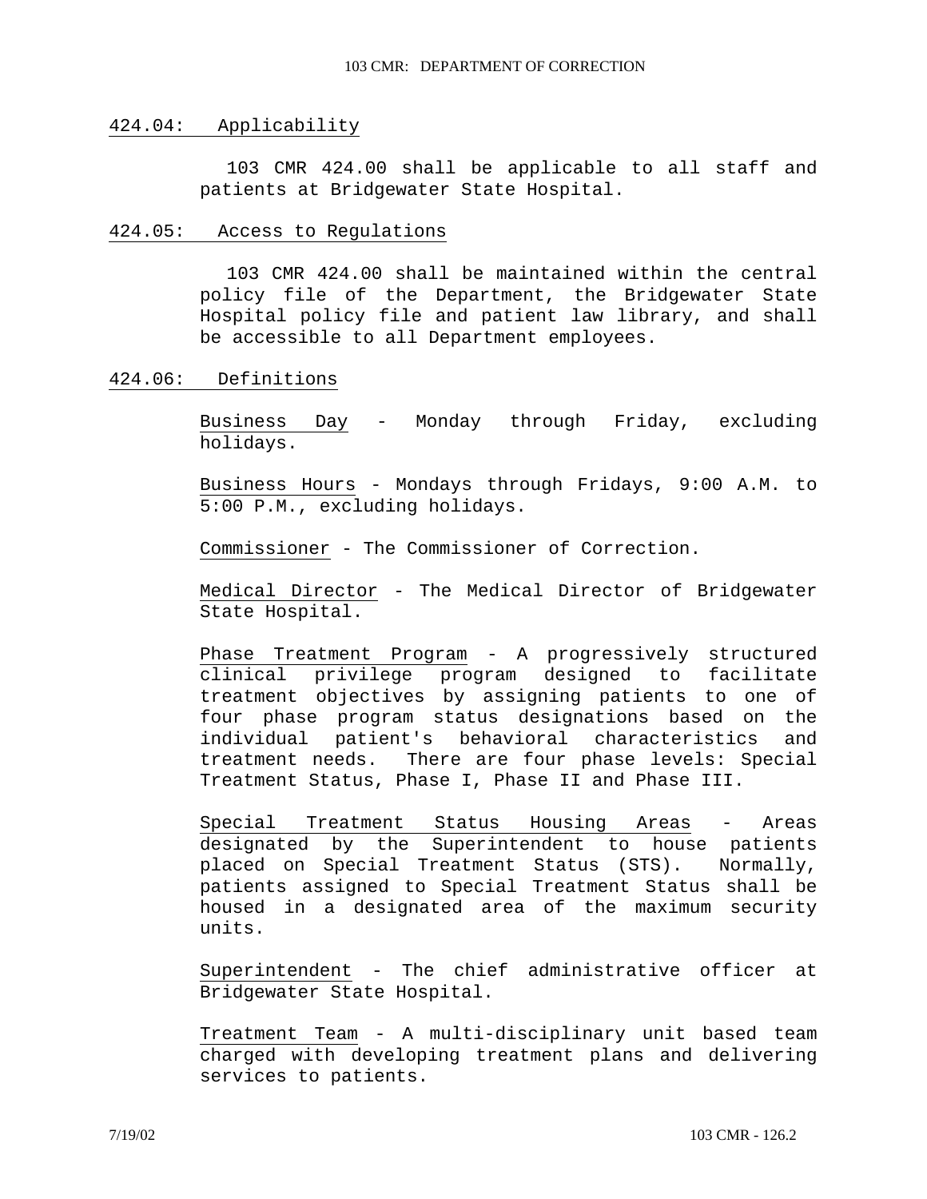## 424.04: Applicability

103 CMR 424.00 shall be applicable to all staff and patients at Bridgewater State Hospital.

## 424.05: Access to Regulations

103 CMR 424.00 shall be maintained within the central policy file of the Department, the Bridgewater State Hospital policy file and patient law library, and shall be accessible to all Department employees.

## 424.06: Definitions

Business Day - Monday through Friday, excluding holidays.

Business Hours - Mondays through Fridays, 9:00 A.M. to 5:00 P.M., excluding holidays.

Commissioner - The Commissioner of Correction.

Medical Director - The Medical Director of Bridgewater State Hospital.

Phase Treatment Program - A progressively structured clinical privilege program designed to facilitate treatment objectives by assigning patients to one of four phase program status designations based on the individual patient's behavioral characteristics and treatment needs. There are four phase levels: Special Treatment Status, Phase I, Phase II and Phase III.

Special Treatment Status Housing Areas - Areas designated by the Superintendent to house patients placed on Special Treatment Status (STS). Normally, patients assigned to Special Treatment Status shall be housed in a designated area of the maximum security units.

Superintendent - The chief administrative officer at Bridgewater State Hospital.

Treatment Team - A multi-disciplinary unit based team charged with developing treatment plans and delivering services to patients.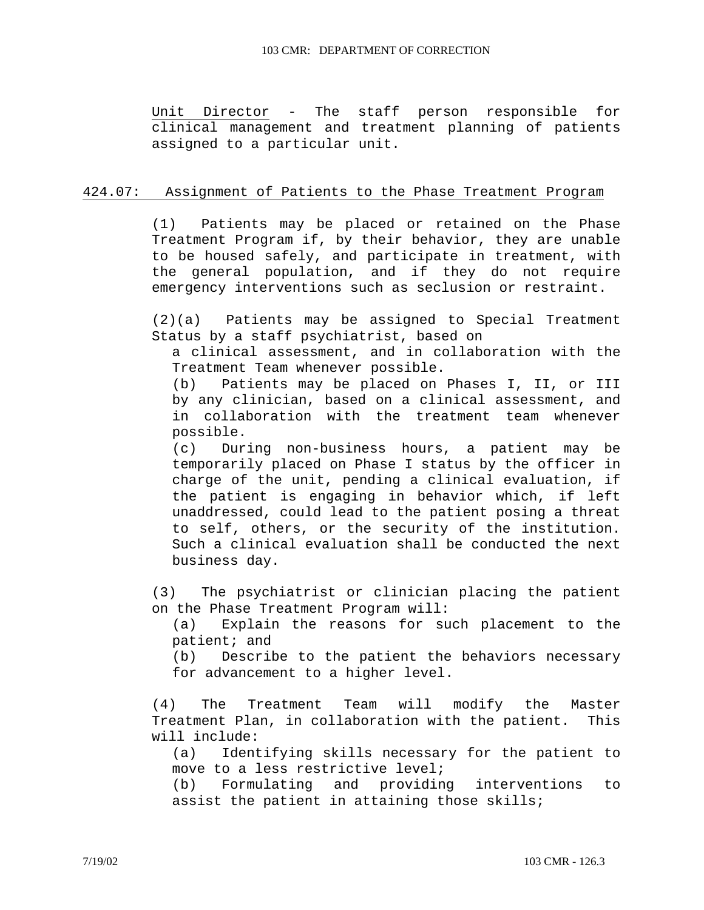Unit Director - The staff person responsible for clinical management and treatment planning of patients assigned to a particular unit.

## 424.07: Assignment of Patients to the Phase Treatment Program

(1) Patients may be placed or retained on the Phase Treatment Program if, by their behavior, they are unable to be housed safely, and participate in treatment, with the general population, and if they do not require emergency interventions such as seclusion or restraint.

(2)(a) Patients may be assigned to Special Treatment Status by a staff psychiatrist, based on a clinical assessment, and in collaboration with the Treatment Team whenever possible.

(b) Patients may be placed on Phases I, II, or III by any clinician, based on a clinical assessment, and in collaboration with the treatment team whenever possible.

(c) During non-business hours, a patient may be temporarily placed on Phase I status by the officer in charge of the unit, pending a clinical evaluation, if the patient is engaging in behavior which, if left unaddressed, could lead to the patient posing a threat to self, others, or the security of the institution. Such a clinical evaluation shall be conducted the next business day.

(3) The psychiatrist or clinician placing the patient on the Phase Treatment Program will:

(a) Explain the reasons for such placement to the patient; and

(b) Describe to the patient the behaviors necessary for advancement to a higher level.

(4) The Treatment Team will modify the Master Treatment Plan, in collaboration with the patient. This will include:

(a) Identifying skills necessary for the patient to move to a less restrictive level;

(b) Formulating and providing interventions to assist the patient in attaining those skills;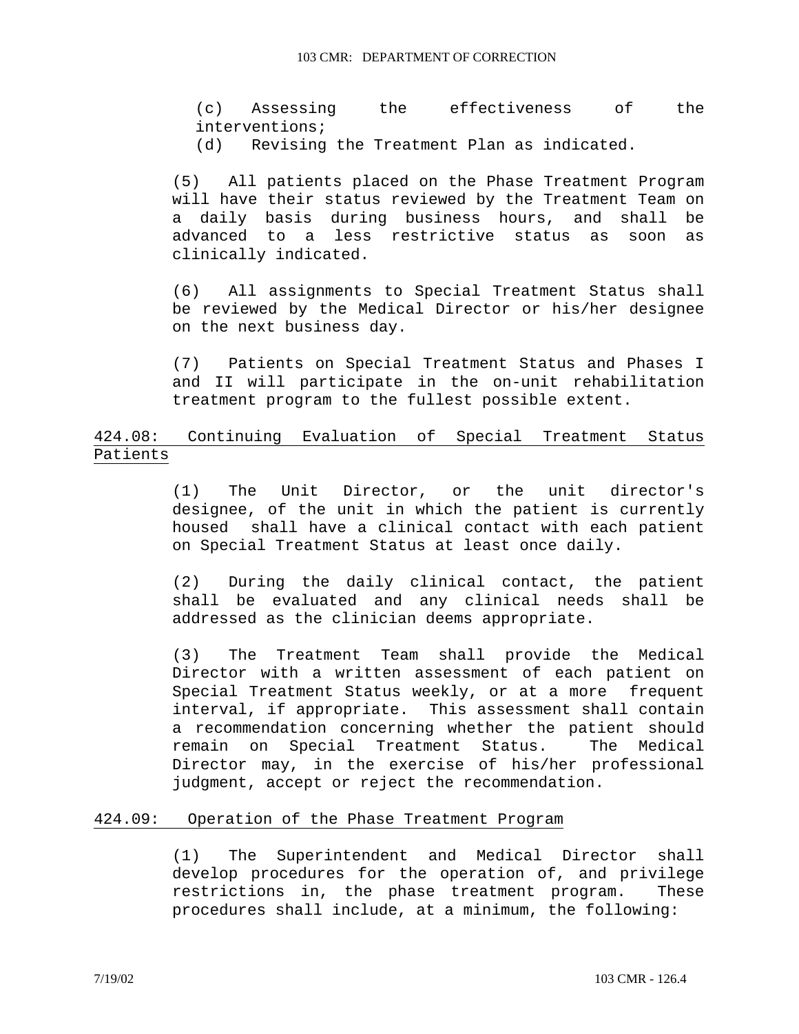(c) Assessing the effectiveness of the interventions;

(d) Revising the Treatment Plan as indicated.

(5) All patients placed on the Phase Treatment Program will have their status reviewed by the Treatment Team on a daily basis during business hours, and shall be advanced to a less restrictive status as soon as clinically indicated.

(6) All assignments to Special Treatment Status shall be reviewed by the Medical Director or his/her designee on the next business day.

(7) Patients on Special Treatment Status and Phases I and II will participate in the on-unit rehabilitation treatment program to the fullest possible extent.

## 424.08: Continuing Evaluation of Special Treatment Status Patients

(1) The Unit Director, or the unit director's designee, of the unit in which the patient is currently housed shall have a clinical contact with each patient on Special Treatment Status at least once daily.

(2) During the daily clinical contact, the patient shall be evaluated and any clinical needs shall be addressed as the clinician deems appropriate.

(3) The Treatment Team shall provide the Medical Director with a written assessment of each patient on Special Treatment Status weekly, or at a more frequent interval, if appropriate. This assessment shall contain a recommendation concerning whether the patient should remain on Special Treatment Status. The Medical Director may, in the exercise of his/her professional judgment, accept or reject the recommendation.

## 424.09: Operation of the Phase Treatment Program

(1) The Superintendent and Medical Director shall develop procedures for the operation of, and privilege restrictions in, the phase treatment program. These procedures shall include, at a minimum, the following: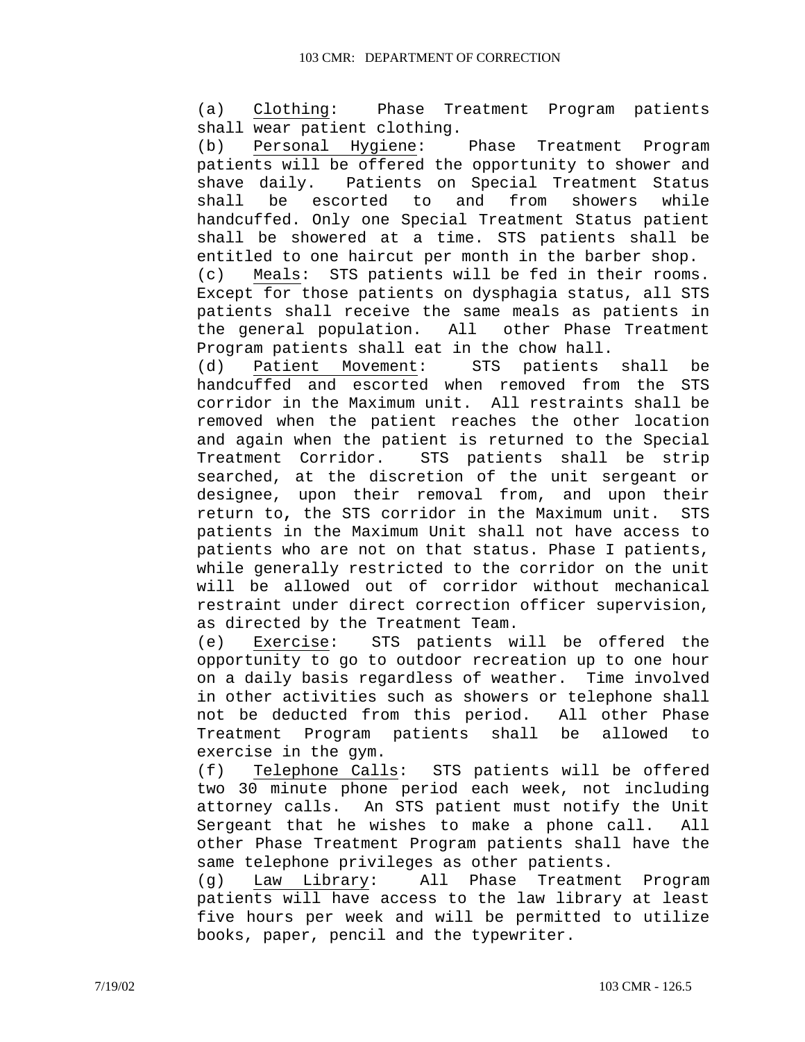(a) Clothing: Phase Treatment Program patients shall wear patient clothing.

(b) Personal Hygiene: Phase Treatment Program patients will be offered the opportunity to shower and shave daily. Patients on Special Treatment Status shall be escorted to and from showers while handcuffed. Only one Special Treatment Status patient shall be showered at a time. STS patients shall be entitled to one haircut per month in the barber shop.

(c) Meals: STS patients will be fed in their rooms. Except for those patients on dysphagia status, all STS patients shall receive the same meals as patients in the general population. All other Phase Treatment Program patients shall eat in the chow hall.

(d) Patient Movement: STS patients shall be handcuffed and escorted when removed from the STS corridor in the Maximum unit. All restraints shall be removed when the patient reaches the other location and again when the patient is returned to the Special Treatment Corridor. STS patients shall be strip searched, at the discretion of the unit sergeant or designee, upon their removal from, and upon their return to, the STS corridor in the Maximum unit. STS patients in the Maximum Unit shall not have access to patients who are not on that status. Phase I patients, while generally restricted to the corridor on the unit will be allowed out of corridor without mechanical restraint under direct correction officer supervision, as directed by the Treatment Team.

(e) Exercise: STS patients will be offered the opportunity to go to outdoor recreation up to one hour on a daily basis regardless of weather. Time involved in other activities such as showers or telephone shall not be deducted from this period. All other Phase Treatment Program patients shall be allowed to exercise in the gym.

(f) Telephone Calls: STS patients will be offered two 30 minute phone period each week, not including attorney calls. An STS patient must notify the Unit Sergeant that he wishes to make a phone call. All other Phase Treatment Program patients shall have the same telephone privileges as other patients.

(g) Law Library: All Phase Treatment Program patients will have access to the law library at least five hours per week and will be permitted to utilize books, paper, pencil and the typewriter.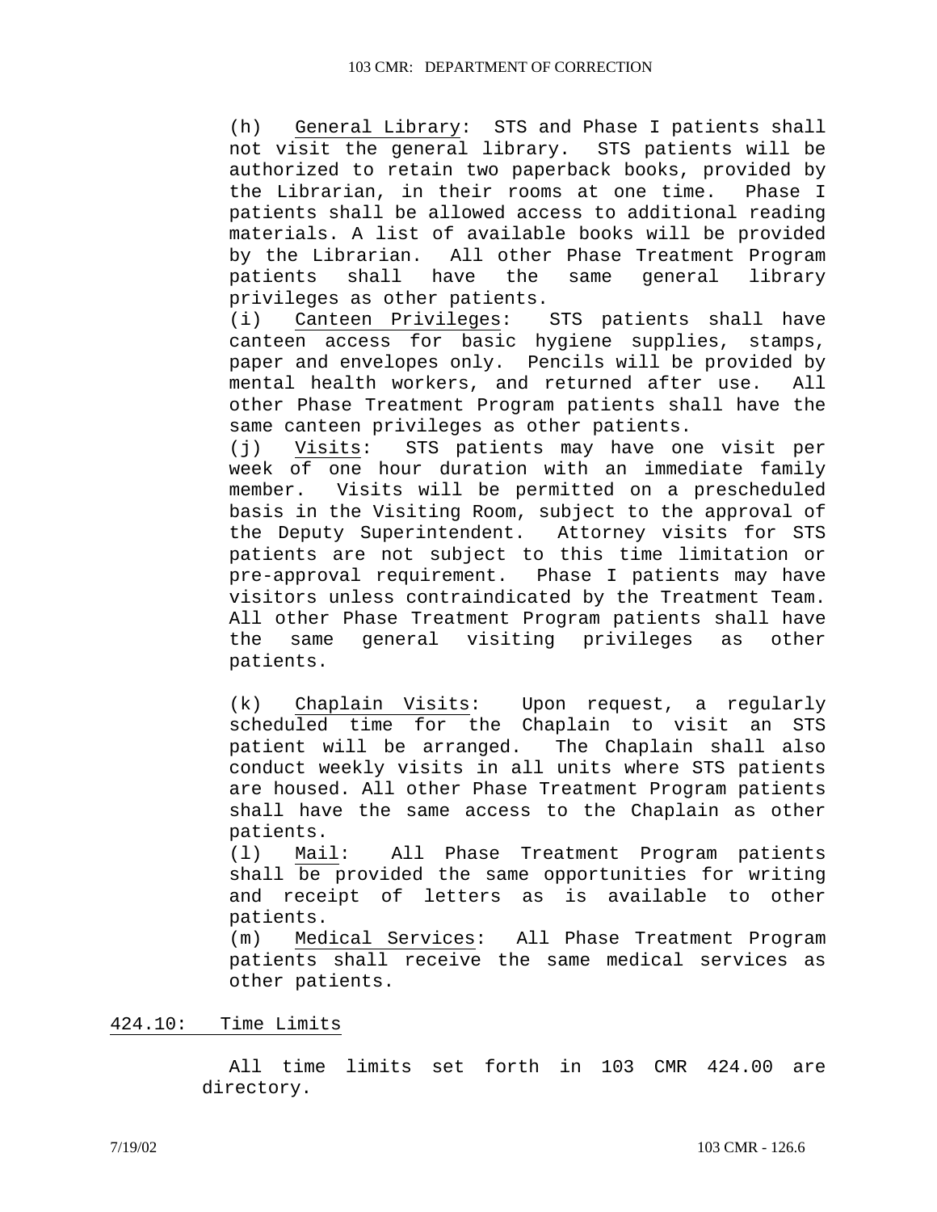(h) General Library: STS and Phase I patients shall not visit the general library. STS patients will be authorized to retain two paperback books, provided by the Librarian, in their rooms at one time. Phase I patients shall be allowed access to additional reading materials. A list of available books will be provided by the Librarian. All other Phase Treatment Program patients shall have the same general library privileges as other patients.

(i) Canteen Privileges: STS patients shall have canteen access for basic hygiene supplies, stamps, paper and envelopes only. Pencils will be provided by mental health workers, and returned after use. All other Phase Treatment Program patients shall have the same canteen privileges as other patients.

(j) Visits: STS patients may have one visit per week of one hour duration with an immediate family member. Visits will be permitted on a prescheduled basis in the Visiting Room, subject to the approval of the Deputy Superintendent. Attorney visits for STS patients are not subject to this time limitation or pre-approval requirement. Phase I patients may have visitors unless contraindicated by the Treatment Team. All other Phase Treatment Program patients shall have the same general visiting privileges as other patients.

(k) Chaplain Visits: Upon request, a regularly scheduled time for the Chaplain to visit an STS patient will be arranged. The Chaplain shall also conduct weekly visits in all units where STS patients are housed. All other Phase Treatment Program patients shall have the same access to the Chaplain as other patients.

(l) Mail: All Phase Treatment Program patients shall be provided the same opportunities for writing and receipt of letters as is available to other patients.

(m) Medical Services: All Phase Treatment Program patients shall receive the same medical services as other patients.

## 424.10: Time Limits

All time limits set forth in 103 CMR 424.00 are directory.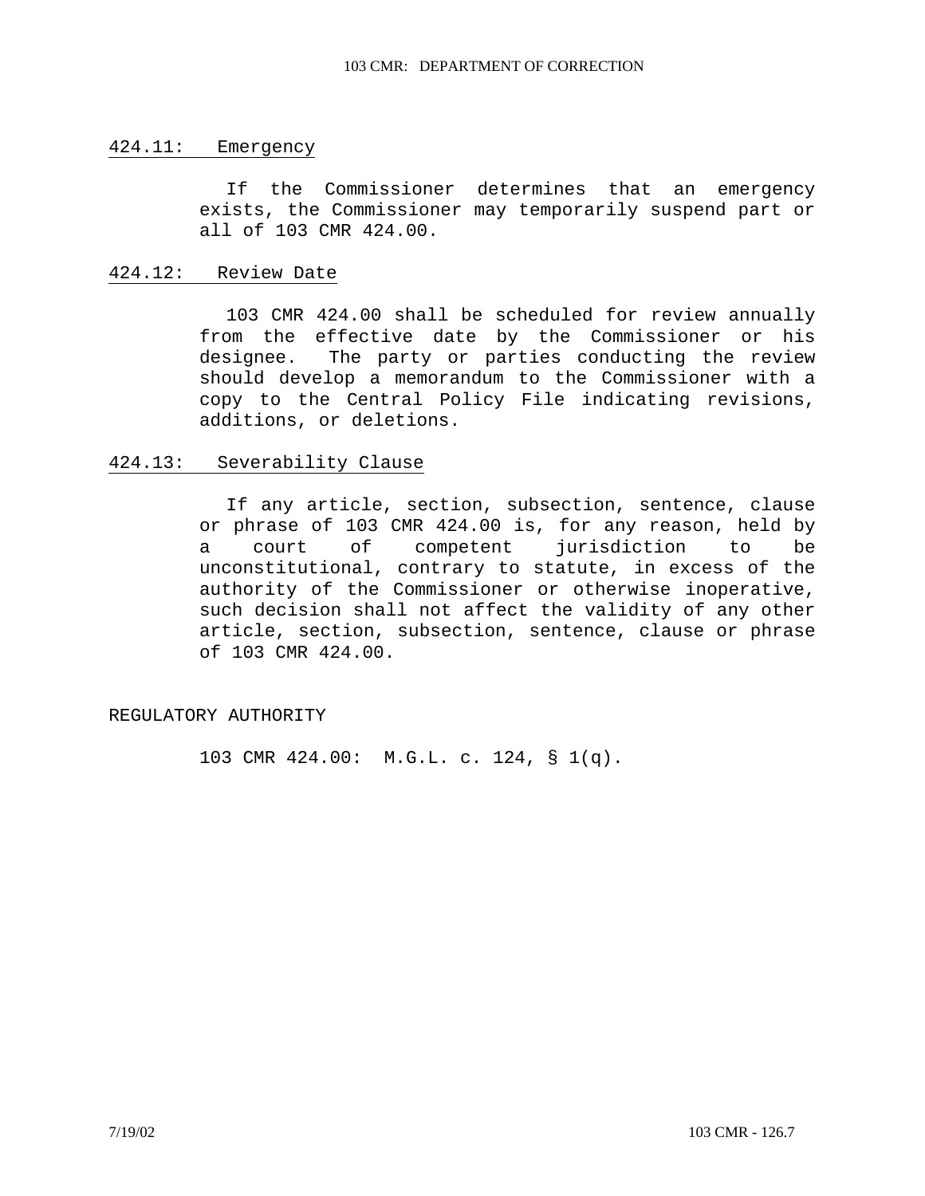### 424.11: Emergency

If the Commissioner determines that an emergency exists, the Commissioner may temporarily suspend part or all of 103 CMR 424.00.

### 424.12: Review Date

103 CMR 424.00 shall be scheduled for review annually from the effective date by the Commissioner or his designee. The party or parties conducting the review should develop a memorandum to the Commissioner with a copy to the Central Policy File indicating revisions, additions, or deletions.

### 424.13: Severability Clause

If any article, section, subsection, sentence, clause or phrase of 103 CMR 424.00 is, for any reason, held by a court of competent jurisdiction to be unconstitutional, contrary to statute, in excess of the authority of the Commissioner or otherwise inoperative, such decision shall not affect the validity of any other article, section, subsection, sentence, clause or phrase of 103 CMR 424.00.

REGULATORY AUTHORITY

103 CMR 424.00: M.G.L. c. 124, § 1(q).